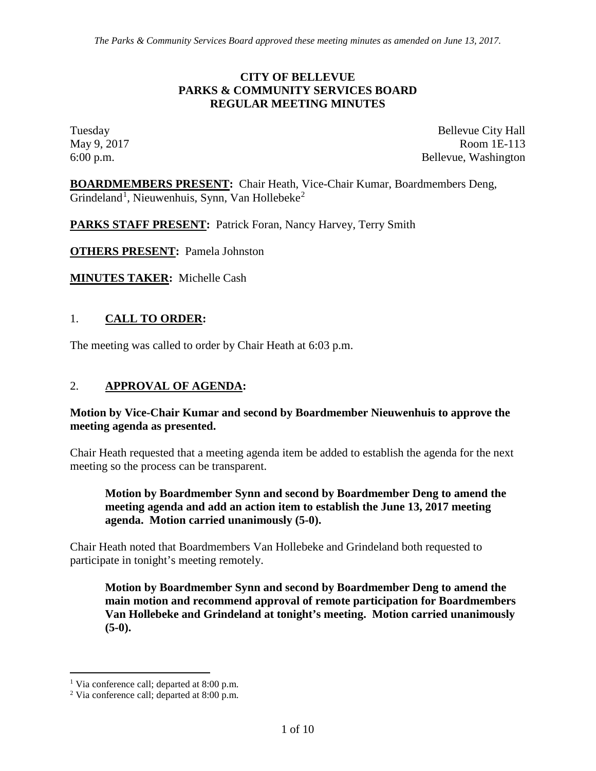*The Parks & Community Services Board approved these meeting minutes as amended on June 13, 2017.*

# CITY OF BELLEVUE
# PARKS & COMMUNITY SERVICES BOARD
# REGULAR MEETING MINUTES

Tuesday
May 9, 2017
6:00 p.m.

Bellevue City Hall
Room 1E-113
Bellevue, Washington

**BOARDMEMBERS PRESENT:** Chair Heath, Vice-Chair Kumar, Boardmembers Deng, Grindeland[1], Nieuwenhuis, Synn, Van Hollebeke[2]

**PARKS STAFF PRESENT:** Patrick Foran, Nancy Harvey, Terry Smith

**OTHERS PRESENT:** Pamela Johnston

**MINUTES TAKER:** Michelle Cash

## 1. CALL TO ORDER:

The meeting was called to order by Chair Heath at 6:03 p.m.

## 2. APPROVAL OF AGENDA:

**Motion by Vice-Chair Kumar and second by Boardmember Nieuwenhuis to approve the meeting agenda as presented.**

Chair Heath requested that a meeting agenda item be added to establish the agenda for the next meeting so the process can be transparent.

> **Motion by Boardmember Synn and second by Boardmember Deng to amend the meeting agenda and add an action item to establish the June 13, 2017 meeting agenda. Motion carried unanimously (5-0).**

Chair Heath noted that Boardmembers Van Hollebeke and Grindeland both requested to participate in tonight's meeting remotely.

> **Motion by Boardmember Synn and second by Boardmember Deng to amend the main motion and recommend approval of remote participation for Boardmembers Van Hollebeke and Grindeland at tonight's meeting. Motion carried unanimously (5-0).**

---

[1] Via conference call; departed at 8:00 p.m.

[2] Via conference call; departed at 8:00 p.m.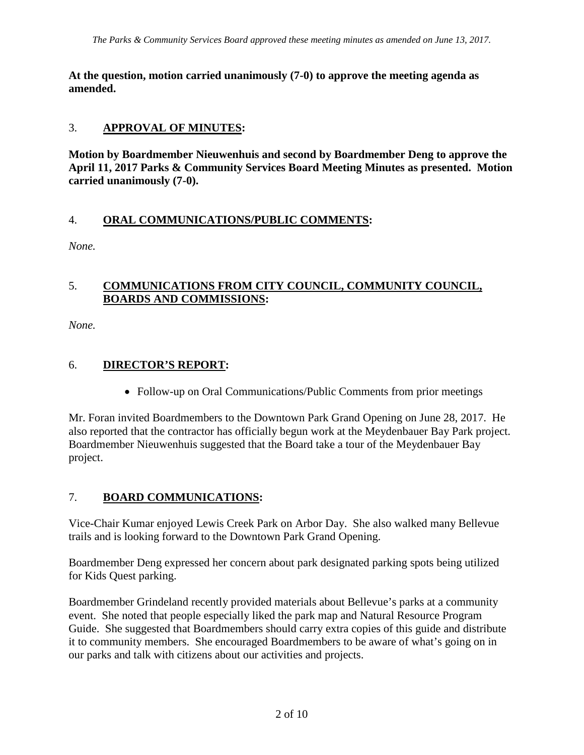**At the question, motion carried unanimously (7-0) to approve the meeting agenda as amended.**

## 3. **APPROVAL OF MINUTES:**

**Motion by Boardmember Nieuwenhuis and second by Boardmember Deng to approve the April 11, 2017 Parks & Community Services Board Meeting Minutes as presented. Motion carried unanimously (7-0).**

## 4. **ORAL COMMUNICATIONS/PUBLIC COMMENTS:**

*None.*

## 5. **COMMUNICATIONS FROM CITY COUNCIL, COMMUNITY COUNCIL, BOARDS AND COMMISSIONS:**

*None.*

## 6. **DIRECTOR'S REPORT:**

- Follow-up on Oral Communications/Public Comments from prior meetings

Mr. Foran invited Boardmembers to the Downtown Park Grand Opening on June 28, 2017. He also reported that the contractor has officially begun work at the Meydenbauer Bay Park project. Boardmember Nieuwenhuis suggested that the Board take a tour of the Meydenbauer Bay project.

## 7. **BOARD COMMUNICATIONS:**

Vice-Chair Kumar enjoyed Lewis Creek Park on Arbor Day. She also walked many Bellevue trails and is looking forward to the Downtown Park Grand Opening.

Boardmember Deng expressed her concern about park designated parking spots being utilized for Kids Quest parking.

Boardmember Grindeland recently provided materials about Bellevue's parks at a community event. She noted that people especially liked the park map and Natural Resource Program Guide. She suggested that Boardmembers should carry extra copies of this guide and distribute it to community members. She encouraged Boardmembers to be aware of what's going on in our parks and talk with citizens about our activities and projects.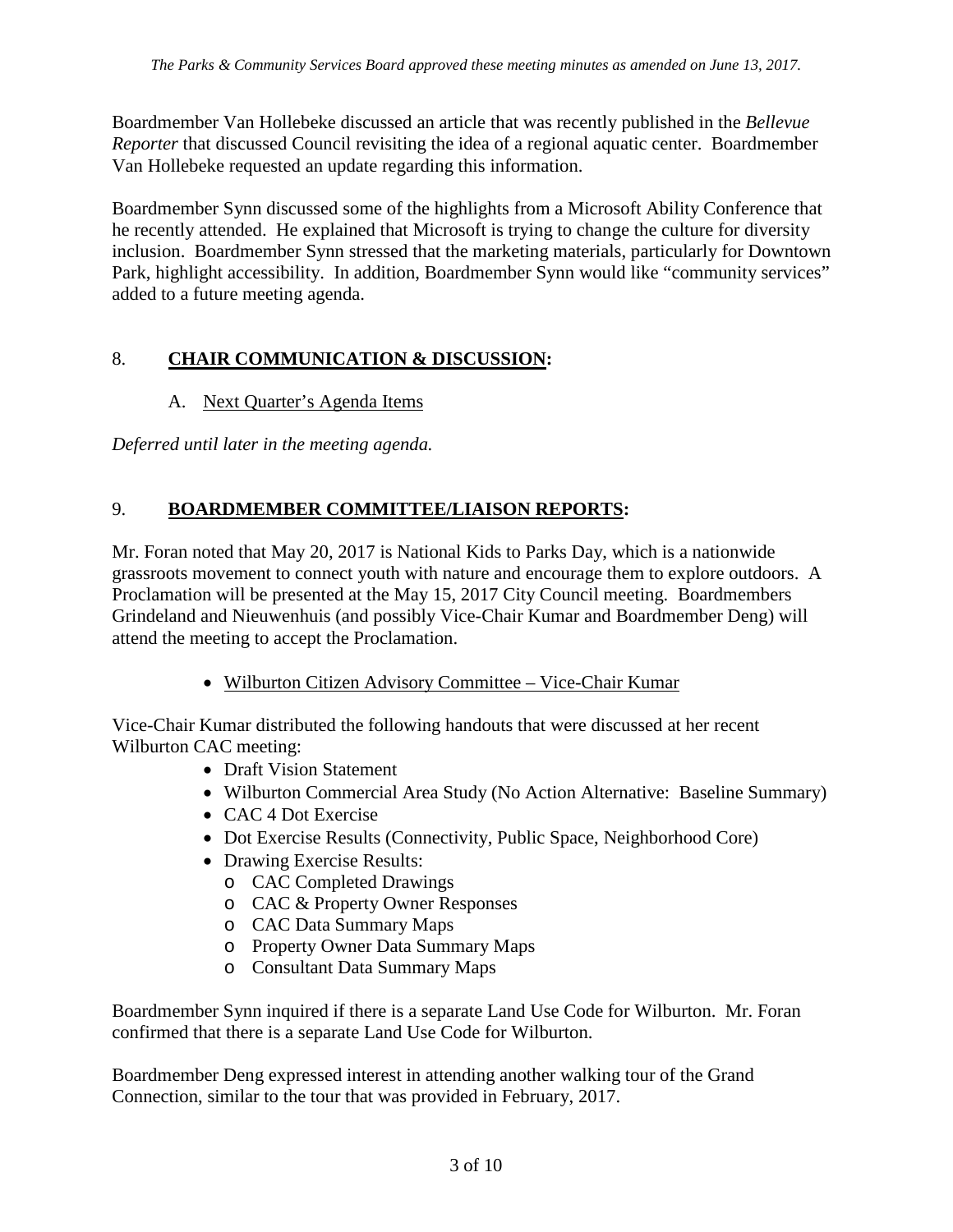*The Parks & Community Services Board approved these meeting minutes as amended on June 13, 2017.*

Boardmember Van Hollebeke discussed an article that was recently published in the *Bellevue Reporter* that discussed Council revisiting the idea of a regional aquatic center. Boardmember Van Hollebeke requested an update regarding this information.

Boardmember Synn discussed some of the highlights from a Microsoft Ability Conference that he recently attended. He explained that Microsoft is trying to change the culture for diversity inclusion. Boardmember Synn stressed that the marketing materials, particularly for Downtown Park, highlight accessibility. In addition, Boardmember Synn would like "community services" added to a future meeting agenda.

## 8. **CHAIR COMMUNICATION & DISCUSSION:**

A. Next Quarter's Agenda Items

*Deferred until later in the meeting agenda.*

## 9. **BOARDMEMBER COMMITTEE/LIAISON REPORTS:**

Mr. Foran noted that May 20, 2017 is National Kids to Parks Day, which is a nationwide grassroots movement to connect youth with nature and encourage them to explore outdoors. A Proclamation will be presented at the May 15, 2017 City Council meeting. Boardmembers Grindeland and Nieuwenhuis (and possibly Vice-Chair Kumar and Boardmember Deng) will attend the meeting to accept the Proclamation.

- Wilburton Citizen Advisory Committee – Vice-Chair Kumar

Vice-Chair Kumar distributed the following handouts that were discussed at her recent Wilburton CAC meeting:

- Draft Vision Statement
- Wilburton Commercial Area Study (No Action Alternative: Baseline Summary)
- CAC 4 Dot Exercise
- Dot Exercise Results (Connectivity, Public Space, Neighborhood Core)
- Drawing Exercise Results:
  - CAC Completed Drawings
  - CAC & Property Owner Responses
  - CAC Data Summary Maps
  - Property Owner Data Summary Maps
  - Consultant Data Summary Maps

Boardmember Synn inquired if there is a separate Land Use Code for Wilburton. Mr. Foran confirmed that there is a separate Land Use Code for Wilburton.

Boardmember Deng expressed interest in attending another walking tour of the Grand Connection, similar to the tour that was provided in February, 2017.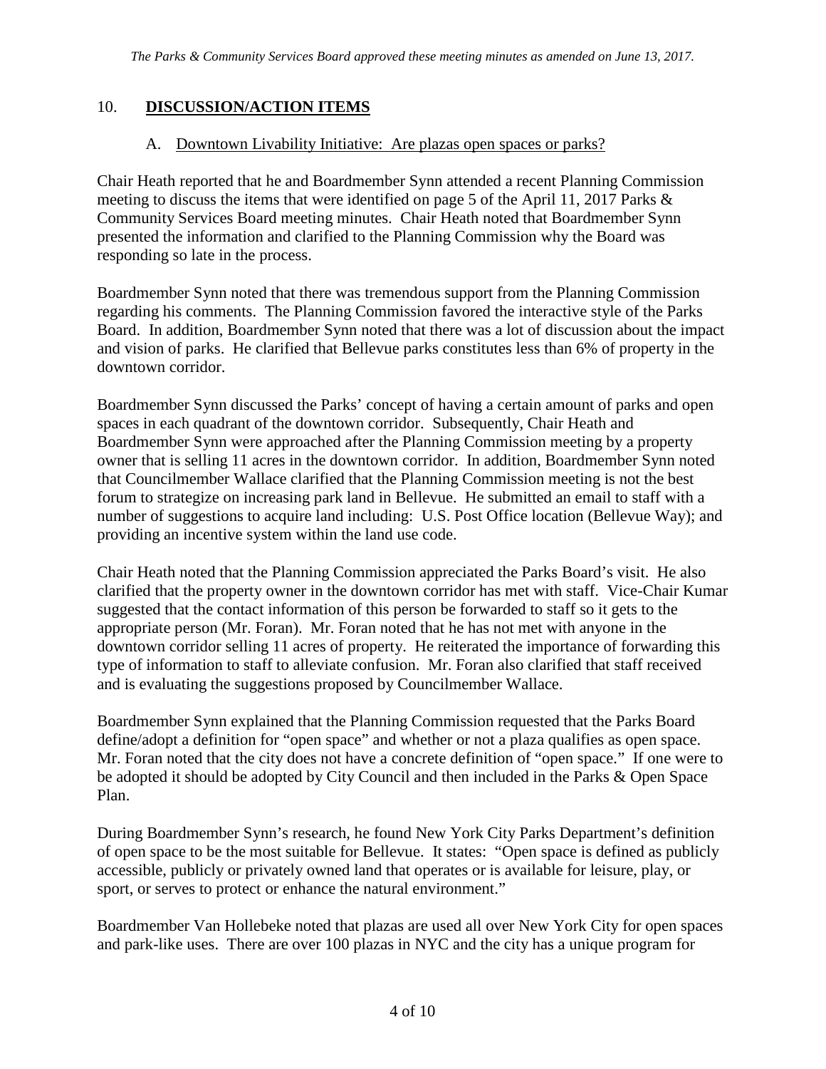*The Parks & Community Services Board approved these meeting minutes as amended on June 13, 2017.*

## 10. **DISCUSSION/ACTION ITEMS**

### A. Downtown Livability Initiative: Are plazas open spaces or parks?

Chair Heath reported that he and Boardmember Synn attended a recent Planning Commission meeting to discuss the items that were identified on page 5 of the April 11, 2017 Parks & Community Services Board meeting minutes. Chair Heath noted that Boardmember Synn presented the information and clarified to the Planning Commission why the Board was responding so late in the process.

Boardmember Synn noted that there was tremendous support from the Planning Commission regarding his comments. The Planning Commission favored the interactive style of the Parks Board. In addition, Boardmember Synn noted that there was a lot of discussion about the impact and vision of parks. He clarified that Bellevue parks constitutes less than 6% of property in the downtown corridor.

Boardmember Synn discussed the Parks' concept of having a certain amount of parks and open spaces in each quadrant of the downtown corridor. Subsequently, Chair Heath and Boardmember Synn were approached after the Planning Commission meeting by a property owner that is selling 11 acres in the downtown corridor. In addition, Boardmember Synn noted that Councilmember Wallace clarified that the Planning Commission meeting is not the best forum to strategize on increasing park land in Bellevue. He submitted an email to staff with a number of suggestions to acquire land including: U.S. Post Office location (Bellevue Way); and providing an incentive system within the land use code.

Chair Heath noted that the Planning Commission appreciated the Parks Board's visit. He also clarified that the property owner in the downtown corridor has met with staff. Vice-Chair Kumar suggested that the contact information of this person be forwarded to staff so it gets to the appropriate person (Mr. Foran). Mr. Foran noted that he has not met with anyone in the downtown corridor selling 11 acres of property. He reiterated the importance of forwarding this type of information to staff to alleviate confusion. Mr. Foran also clarified that staff received and is evaluating the suggestions proposed by Councilmember Wallace.

Boardmember Synn explained that the Planning Commission requested that the Parks Board define/adopt a definition for "open space" and whether or not a plaza qualifies as open space. Mr. Foran noted that the city does not have a concrete definition of "open space." If one were to be adopted it should be adopted by City Council and then included in the Parks & Open Space Plan.

During Boardmember Synn's research, he found New York City Parks Department's definition of open space to be the most suitable for Bellevue. It states: "Open space is defined as publicly accessible, publicly or privately owned land that operates or is available for leisure, play, or sport, or serves to protect or enhance the natural environment."

Boardmember Van Hollebeke noted that plazas are used all over New York City for open spaces and park-like uses. There are over 100 plazas in NYC and the city has a unique program for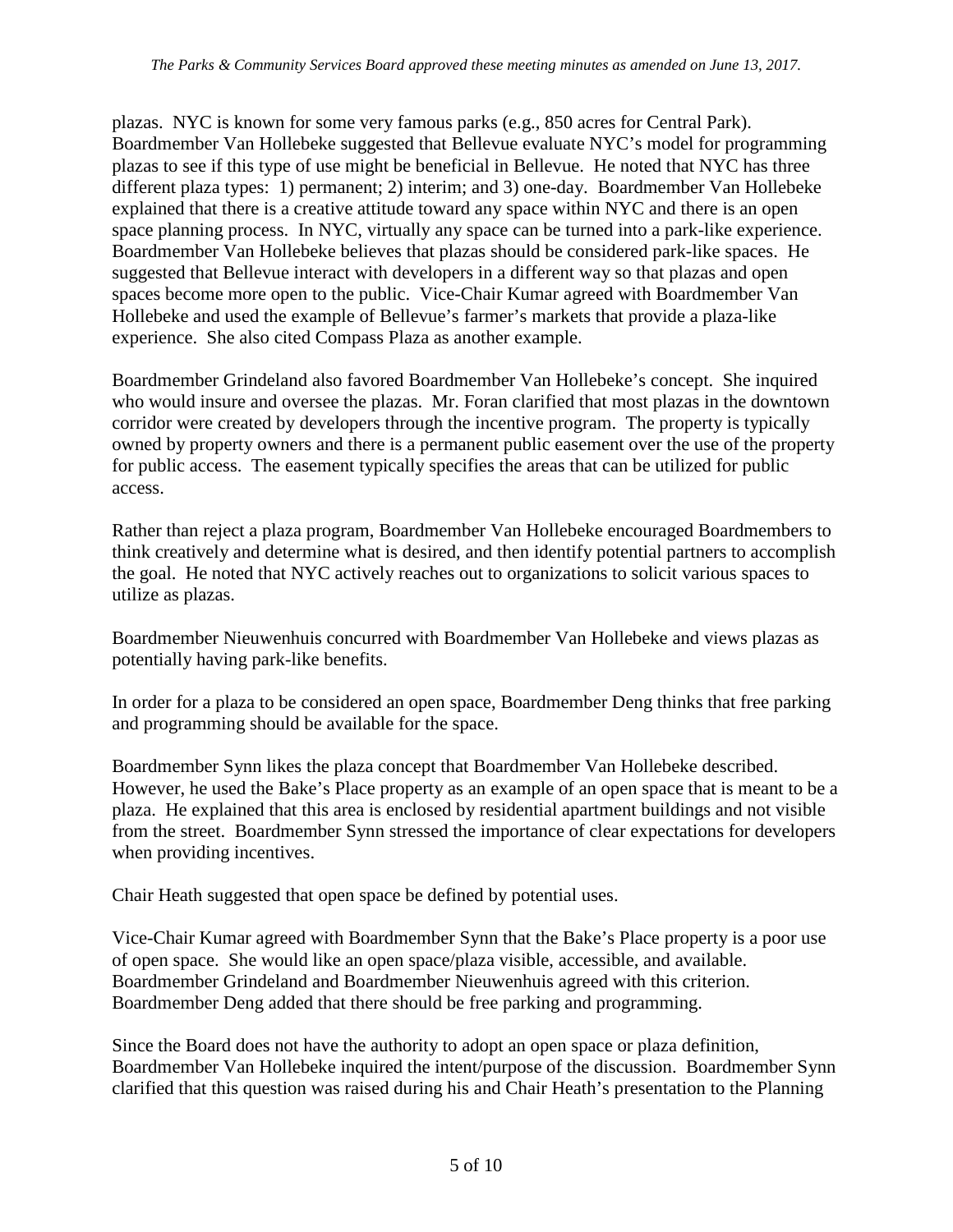plazas. NYC is known for some very famous parks (e.g., 850 acres for Central Park). Boardmember Van Hollebeke suggested that Bellevue evaluate NYC's model for programming plazas to see if this type of use might be beneficial in Bellevue. He noted that NYC has three different plaza types: 1) permanent; 2) interim; and 3) one-day. Boardmember Van Hollebeke explained that there is a creative attitude toward any space within NYC and there is an open space planning process. In NYC, virtually any space can be turned into a park-like experience. Boardmember Van Hollebeke believes that plazas should be considered park-like spaces. He suggested that Bellevue interact with developers in a different way so that plazas and open spaces become more open to the public. Vice-Chair Kumar agreed with Boardmember Van Hollebeke and used the example of Bellevue's farmer's markets that provide a plaza-like experience. She also cited Compass Plaza as another example.

Boardmember Grindeland also favored Boardmember Van Hollebeke's concept. She inquired who would insure and oversee the plazas. Mr. Foran clarified that most plazas in the downtown corridor were created by developers through the incentive program. The property is typically owned by property owners and there is a permanent public easement over the use of the property for public access. The easement typically specifies the areas that can be utilized for public access.

Rather than reject a plaza program, Boardmember Van Hollebeke encouraged Boardmembers to think creatively and determine what is desired, and then identify potential partners to accomplish the goal. He noted that NYC actively reaches out to organizations to solicit various spaces to utilize as plazas.

Boardmember Nieuwenhuis concurred with Boardmember Van Hollebeke and views plazas as potentially having park-like benefits.

In order for a plaza to be considered an open space, Boardmember Deng thinks that free parking and programming should be available for the space.

Boardmember Synn likes the plaza concept that Boardmember Van Hollebeke described. However, he used the Bake's Place property as an example of an open space that is meant to be a plaza. He explained that this area is enclosed by residential apartment buildings and not visible from the street. Boardmember Synn stressed the importance of clear expectations for developers when providing incentives.

Chair Heath suggested that open space be defined by potential uses.

Vice-Chair Kumar agreed with Boardmember Synn that the Bake's Place property is a poor use of open space. She would like an open space/plaza visible, accessible, and available. Boardmember Grindeland and Boardmember Nieuwenhuis agreed with this criterion. Boardmember Deng added that there should be free parking and programming.

Since the Board does not have the authority to adopt an open space or plaza definition, Boardmember Van Hollebeke inquired the intent/purpose of the discussion. Boardmember Synn clarified that this question was raised during his and Chair Heath's presentation to the Planning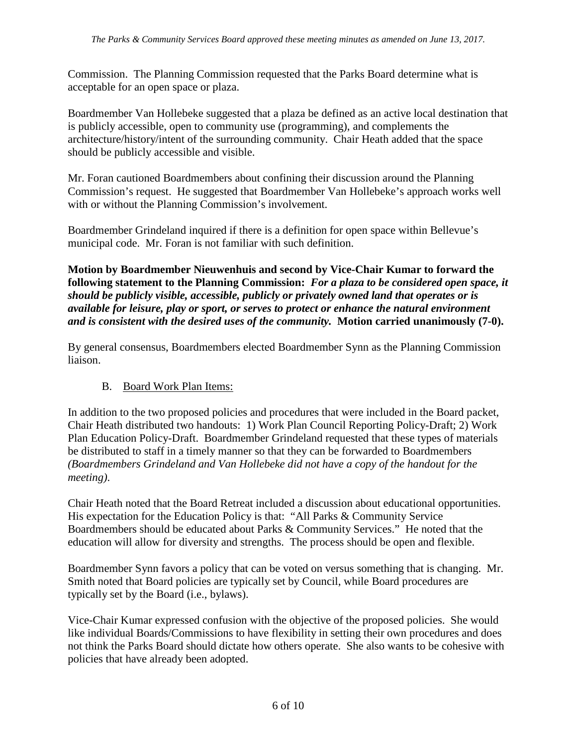Commission. The Planning Commission requested that the Parks Board determine what is acceptable for an open space or plaza.

Boardmember Van Hollebeke suggested that a plaza be defined as an active local destination that is publicly accessible, open to community use (programming), and complements the architecture/history/intent of the surrounding community. Chair Heath added that the space should be publicly accessible and visible.

Mr. Foran cautioned Boardmembers about confining their discussion around the Planning Commission's request. He suggested that Boardmember Van Hollebeke's approach works well with or without the Planning Commission's involvement.

Boardmember Grindeland inquired if there is a definition for open space within Bellevue's municipal code. Mr. Foran is not familiar with such definition.

**Motion by Boardmember Nieuwenhuis and second by Vice-Chair Kumar to forward the following statement to the Planning Commission:** ***For a plaza to be considered open space, it should be publicly visible, accessible, publicly or privately owned land that operates or is available for leisure, play or sport, or serves to protect or enhance the natural environment and is consistent with the desired uses of the community.*** **Motion carried unanimously (7-0).**

By general consensus, Boardmembers elected Boardmember Synn as the Planning Commission liaison.

B. Board Work Plan Items:

In addition to the two proposed policies and procedures that were included in the Board packet, Chair Heath distributed two handouts: 1) Work Plan Council Reporting Policy-Draft; 2) Work Plan Education Policy-Draft. Boardmember Grindeland requested that these types of materials be distributed to staff in a timely manner so that they can be forwarded to Boardmembers *(Boardmembers Grindeland and Van Hollebeke did not have a copy of the handout for the meeting)*.

Chair Heath noted that the Board Retreat included a discussion about educational opportunities. His expectation for the Education Policy is that: "All Parks & Community Service Boardmembers should be educated about Parks & Community Services." He noted that the education will allow for diversity and strengths. The process should be open and flexible.

Boardmember Synn favors a policy that can be voted on versus something that is changing. Mr. Smith noted that Board policies are typically set by Council, while Board procedures are typically set by the Board (i.e., bylaws).

Vice-Chair Kumar expressed confusion with the objective of the proposed policies. She would like individual Boards/Commissions to have flexibility in setting their own procedures and does not think the Parks Board should dictate how others operate. She also wants to be cohesive with policies that have already been adopted.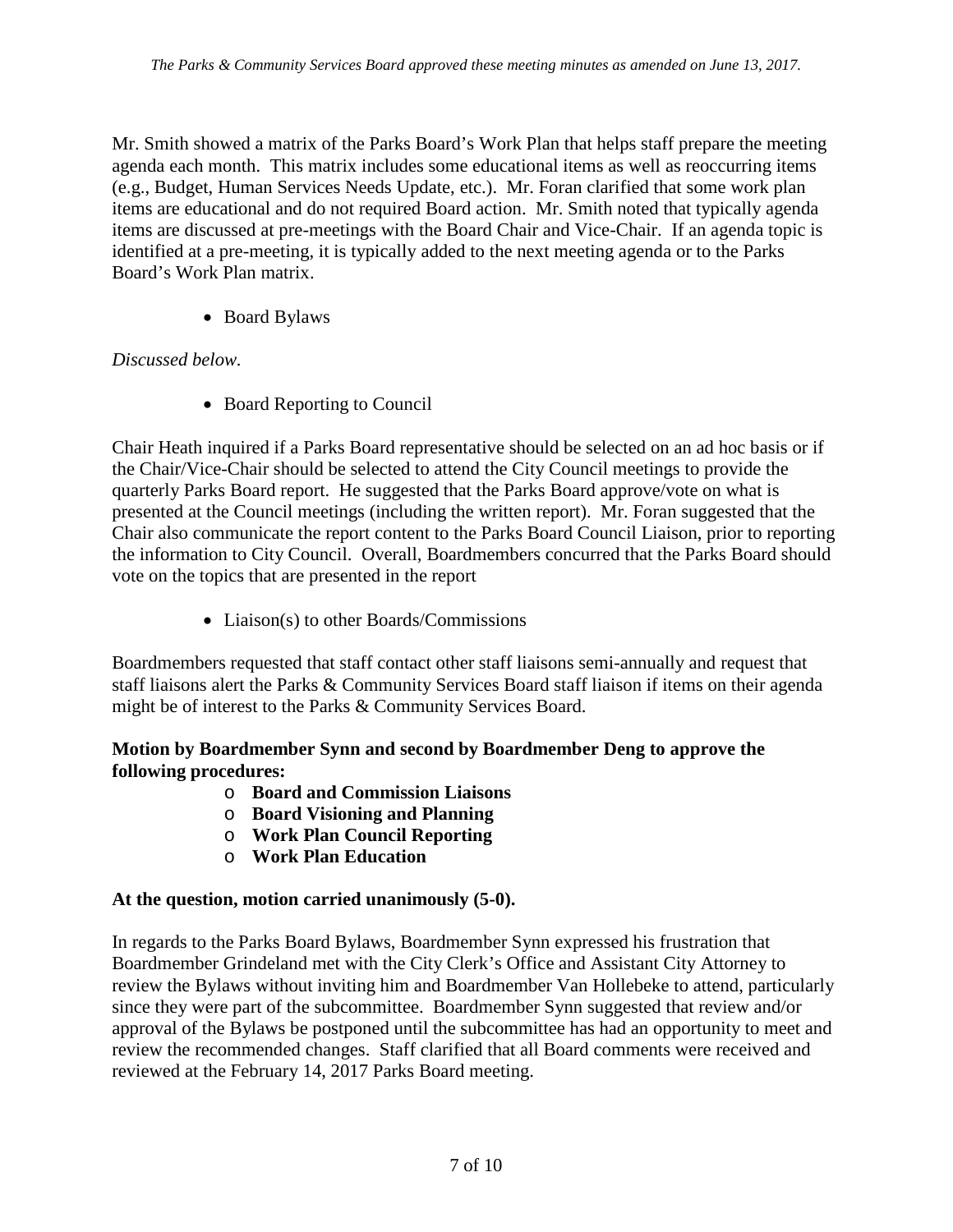*The Parks & Community Services Board approved these meeting minutes as amended on June 13, 2017.*

Mr. Smith showed a matrix of the Parks Board's Work Plan that helps staff prepare the meeting agenda each month. This matrix includes some educational items as well as reoccurring items (e.g., Budget, Human Services Needs Update, etc.). Mr. Foran clarified that some work plan items are educational and do not required Board action. Mr. Smith noted that typically agenda items are discussed at pre-meetings with the Board Chair and Vice-Chair. If an agenda topic is identified at a pre-meeting, it is typically added to the next meeting agenda or to the Parks Board's Work Plan matrix.

- Board Bylaws

*Discussed below.*

- Board Reporting to Council

Chair Heath inquired if a Parks Board representative should be selected on an ad hoc basis or if the Chair/Vice-Chair should be selected to attend the City Council meetings to provide the quarterly Parks Board report. He suggested that the Parks Board approve/vote on what is presented at the Council meetings (including the written report). Mr. Foran suggested that the Chair also communicate the report content to the Parks Board Council Liaison, prior to reporting the information to City Council. Overall, Boardmembers concurred that the Parks Board should vote on the topics that are presented in the report

- Liaison(s) to other Boards/Commissions

Boardmembers requested that staff contact other staff liaisons semi-annually and request that staff liaisons alert the Parks & Community Services Board staff liaison if items on their agenda might be of interest to the Parks & Community Services Board.

**Motion by Boardmember Synn and second by Boardmember Deng to approve the following procedures:**

- **Board and Commission Liaisons**
- **Board Visioning and Planning**
- **Work Plan Council Reporting**
- **Work Plan Education**

**At the question, motion carried unanimously (5-0).**

In regards to the Parks Board Bylaws, Boardmember Synn expressed his frustration that Boardmember Grindeland met with the City Clerk's Office and Assistant City Attorney to review the Bylaws without inviting him and Boardmember Van Hollebeke to attend, particularly since they were part of the subcommittee. Boardmember Synn suggested that review and/or approval of the Bylaws be postponed until the subcommittee has had an opportunity to meet and review the recommended changes. Staff clarified that all Board comments were received and reviewed at the February 14, 2017 Parks Board meeting.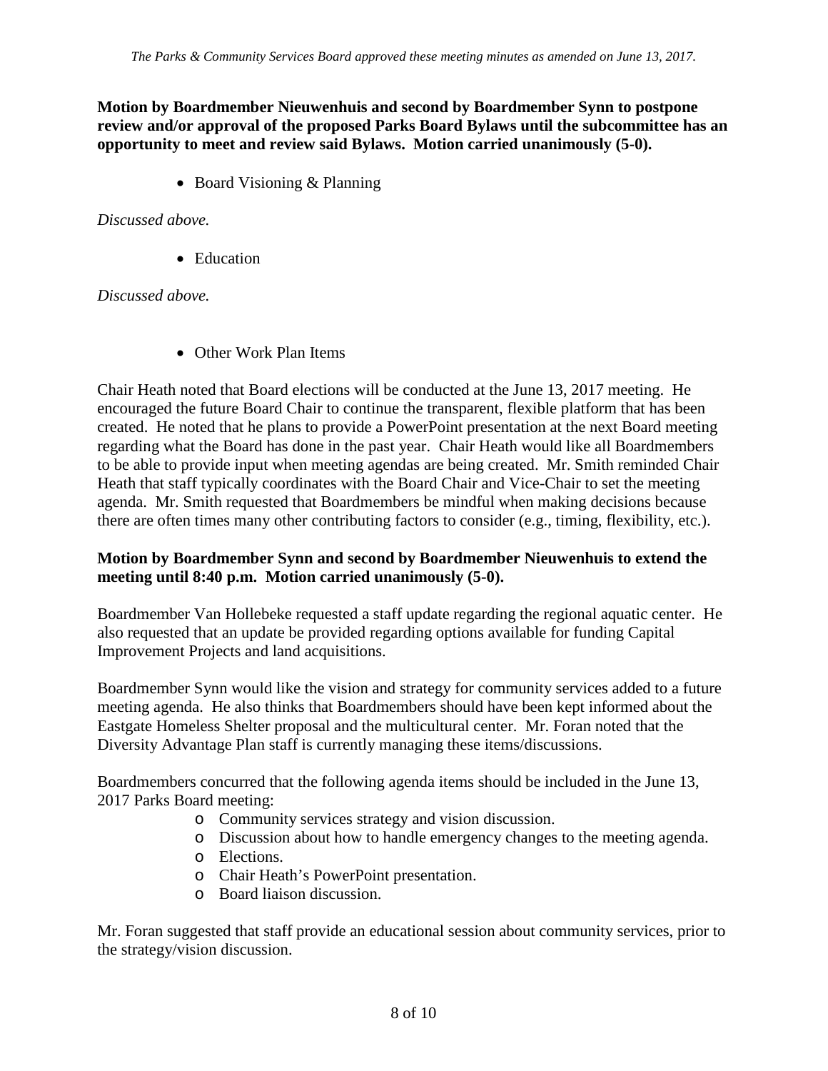**Motion by Boardmember Nieuwenhuis and second by Boardmember Synn to postpone review and/or approval of the proposed Parks Board Bylaws until the subcommittee has an opportunity to meet and review said Bylaws. Motion carried unanimously (5-0).**

- Board Visioning & Planning

*Discussed above.*

- Education

*Discussed above.*

- Other Work Plan Items

Chair Heath noted that Board elections will be conducted at the June 13, 2017 meeting. He encouraged the future Board Chair to continue the transparent, flexible platform that has been created. He noted that he plans to provide a PowerPoint presentation at the next Board meeting regarding what the Board has done in the past year. Chair Heath would like all Boardmembers to be able to provide input when meeting agendas are being created. Mr. Smith reminded Chair Heath that staff typically coordinates with the Board Chair and Vice-Chair to set the meeting agenda. Mr. Smith requested that Boardmembers be mindful when making decisions because there are often times many other contributing factors to consider (e.g., timing, flexibility, etc.).

**Motion by Boardmember Synn and second by Boardmember Nieuwenhuis to extend the meeting until 8:40 p.m. Motion carried unanimously (5-0).**

Boardmember Van Hollebeke requested a staff update regarding the regional aquatic center. He also requested that an update be provided regarding options available for funding Capital Improvement Projects and land acquisitions.

Boardmember Synn would like the vision and strategy for community services added to a future meeting agenda. He also thinks that Boardmembers should have been kept informed about the Eastgate Homeless Shelter proposal and the multicultural center. Mr. Foran noted that the Diversity Advantage Plan staff is currently managing these items/discussions.

Boardmembers concurred that the following agenda items should be included in the June 13, 2017 Parks Board meeting:

- Community services strategy and vision discussion.
- Discussion about how to handle emergency changes to the meeting agenda.
- Elections.
- Chair Heath's PowerPoint presentation.
- Board liaison discussion.

Mr. Foran suggested that staff provide an educational session about community services, prior to the strategy/vision discussion.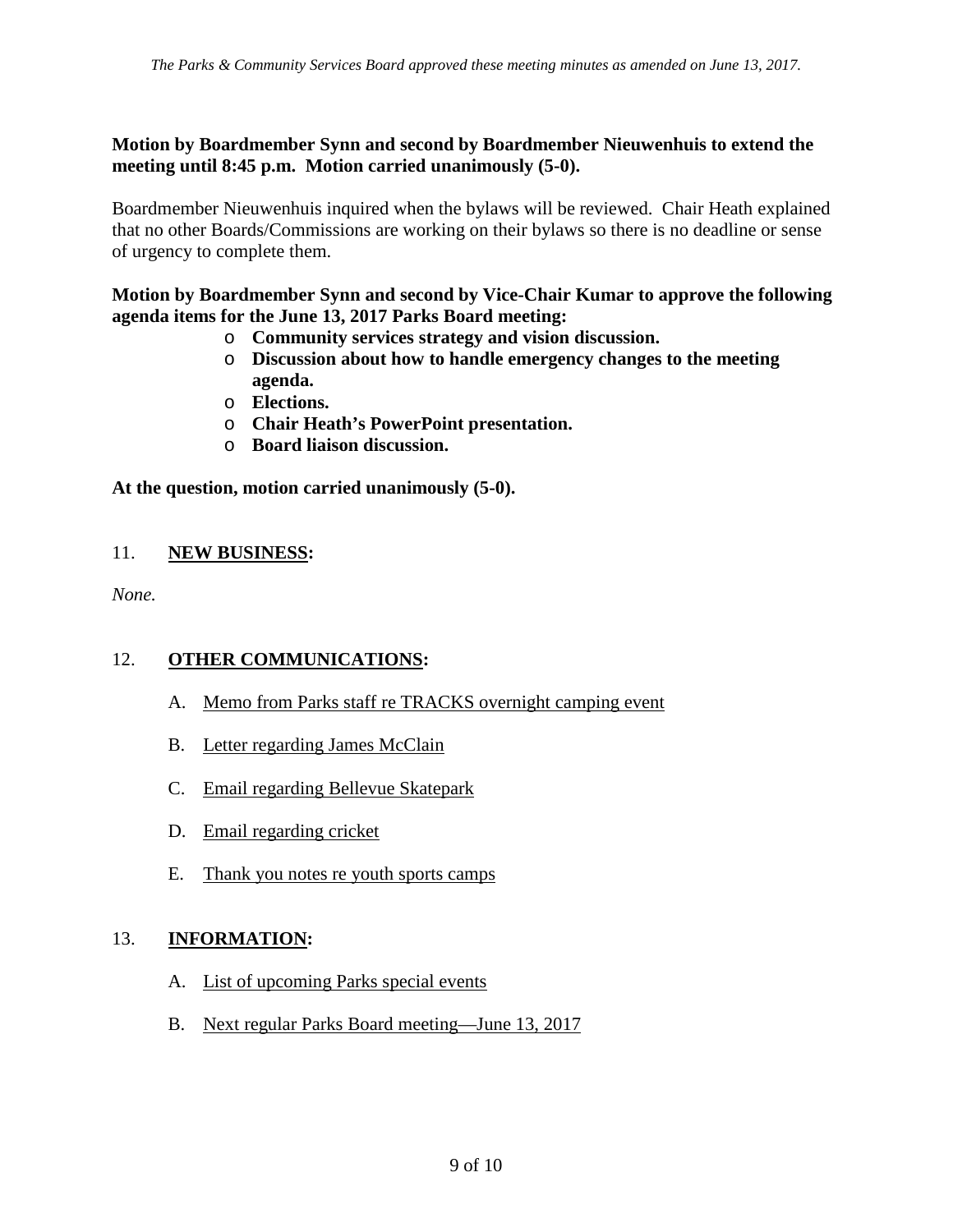**Motion by Boardmember Synn and second by Boardmember Nieuwenhuis to extend the meeting until 8:45 p.m. Motion carried unanimously (5-0).**

Boardmember Nieuwenhuis inquired when the bylaws will be reviewed. Chair Heath explained that no other Boards/Commissions are working on their bylaws so there is no deadline or sense of urgency to complete them.

**Motion by Boardmember Synn and second by Vice-Chair Kumar to approve the following agenda items for the June 13, 2017 Parks Board meeting:**

- **Community services strategy and vision discussion.**
- **Discussion about how to handle emergency changes to the meeting agenda.**
- **Elections.**
- **Chair Heath's PowerPoint presentation.**
- **Board liaison discussion.**

**At the question, motion carried unanimously (5-0).**

## 11. NEW BUSINESS:

*None.*

## 12. OTHER COMMUNICATIONS:

A. Memo from Parks staff re TRACKS overnight camping event

B. Letter regarding James McClain

C. Email regarding Bellevue Skatepark

D. Email regarding cricket

E. Thank you notes re youth sports camps

## 13. INFORMATION:

A. List of upcoming Parks special events

B. Next regular Parks Board meeting—June 13, 2017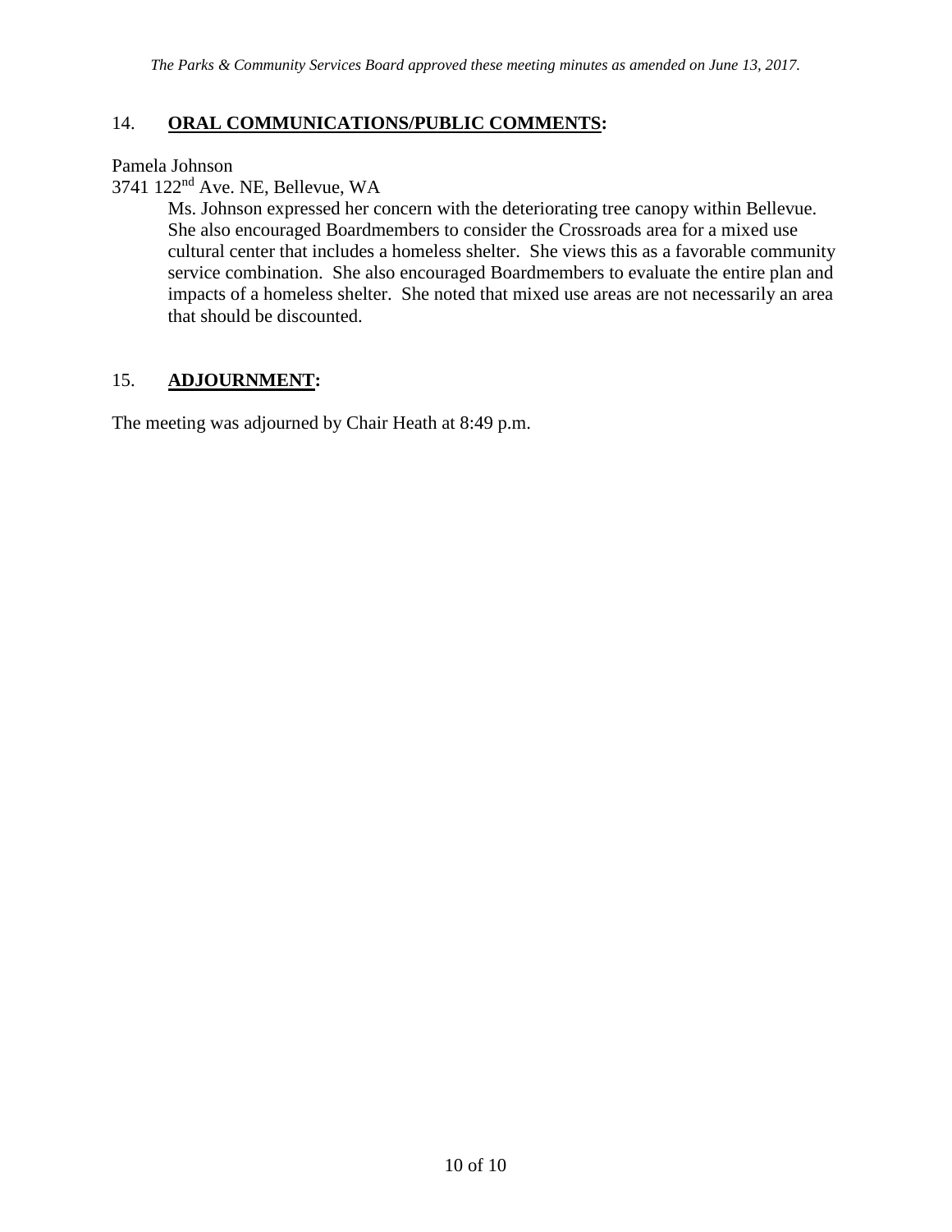*The Parks & Community Services Board approved these meeting minutes as amended on June 13, 2017.*

## 14. **ORAL COMMUNICATIONS/PUBLIC COMMENTS:**

Pamela Johnson
3741 122nd Ave. NE, Bellevue, WA

Ms. Johnson expressed her concern with the deteriorating tree canopy within Bellevue. She also encouraged Boardmembers to consider the Crossroads area for a mixed use cultural center that includes a homeless shelter. She views this as a favorable community service combination. She also encouraged Boardmembers to evaluate the entire plan and impacts of a homeless shelter. She noted that mixed use areas are not necessarily an area that should be discounted.

## 15. **ADJOURNMENT:**

The meeting was adjourned by Chair Heath at 8:49 p.m.